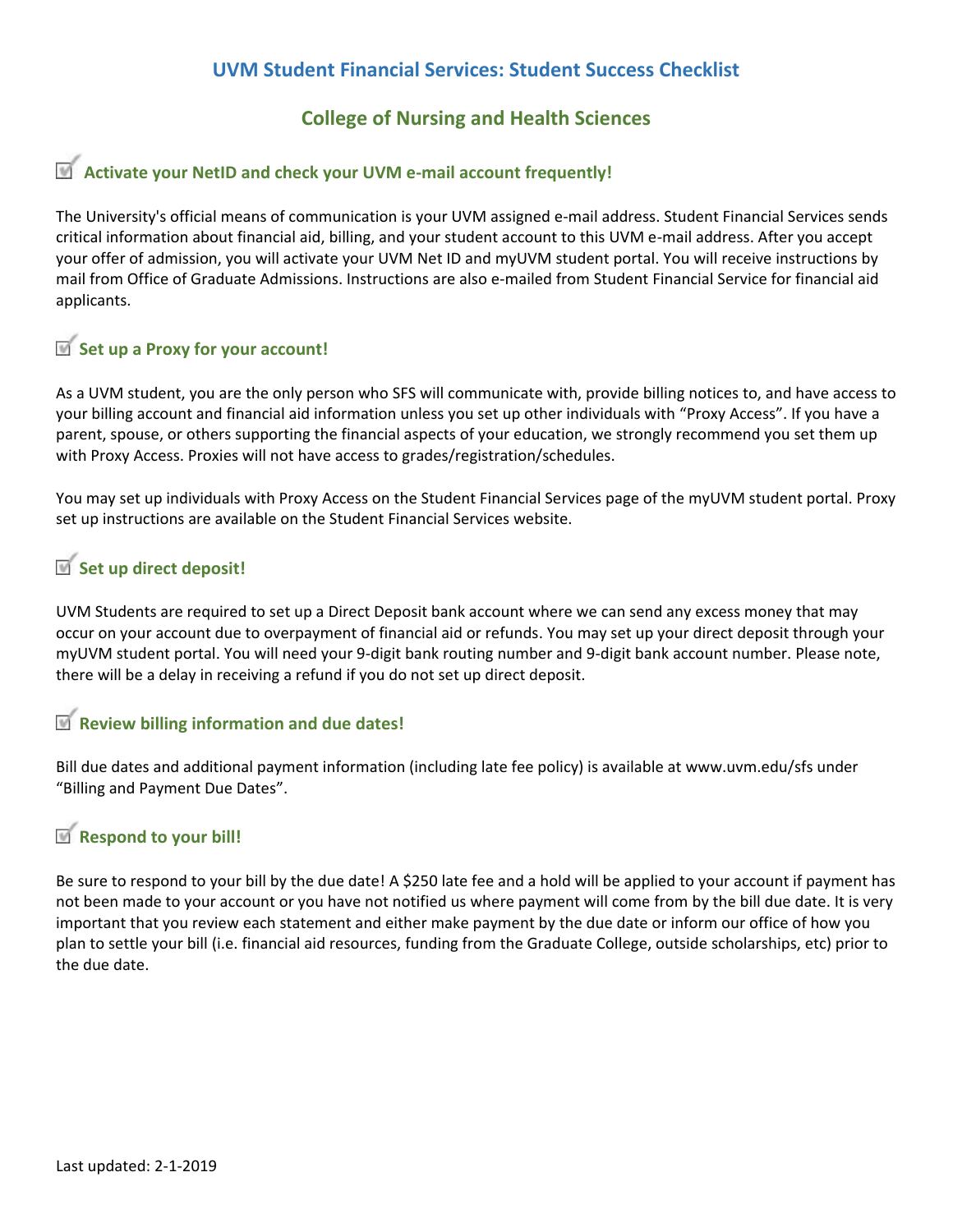# UVM Student Financial Services: Student Success Checklist

## College of Nursing and Health Sciences

### ☑ Activate your NetID and check your UVM e-mail account frequently!

The University's official means of communication is your UVM assigned e-mail address. Student Financial Services sends critical information about financial aid, billing, and your student account to this UVM e-mail address. After you accept your offer of admission, you will activate your UVM Net ID and myUVM student portal. You will receive instructions by mail from Office of Graduate Admissions. Instructions are also e-mailed from Student Financial Service for financial aid applicants.

### ☑ Set up a Proxy for your account!

As a UVM student, you are the only person who SFS will communicate with, provide billing notices to, and have access to your billing account and financial aid information unless you set up other individuals with "Proxy Access". If you have a parent, spouse, or others supporting the financial aspects of your education, we strongly recommend you set them up with Proxy Access. Proxies will not have access to grades/registration/schedules.

You may set up individuals with Proxy Access on the Student Financial Services page of the myUVM student portal. Proxy set up instructions are available on the Student Financial Services website.

### ☑ Set up direct deposit!

UVM Students are required to set up a Direct Deposit bank account where we can send any excess money that may occur on your account due to overpayment of financial aid or refunds. You may set up your direct deposit through your myUVM student portal. You will need your 9-digit bank routing number and 9-digit bank account number. Please note, there will be a delay in receiving a refund if you do not set up direct deposit.

### ☑ Review billing information and due dates!

Bill due dates and additional payment information (including late fee policy) is available at www.uvm.edu/sfs under "Billing and Payment Due Dates".

### ☑ Respond to your bill!

Be sure to respond to your bill by the due date! A $250 late fee and a hold will be applied to your account if payment has not been made to your account or you have not notified us where payment will come from by the bill due date. It is very important that you review each statement and either make payment by the due date or inform our office of how you plan to settle your bill (i.e. financial aid resources, funding from the Graduate College, outside scholarships, etc) prior to the due date.

Last updated: 2-1-2019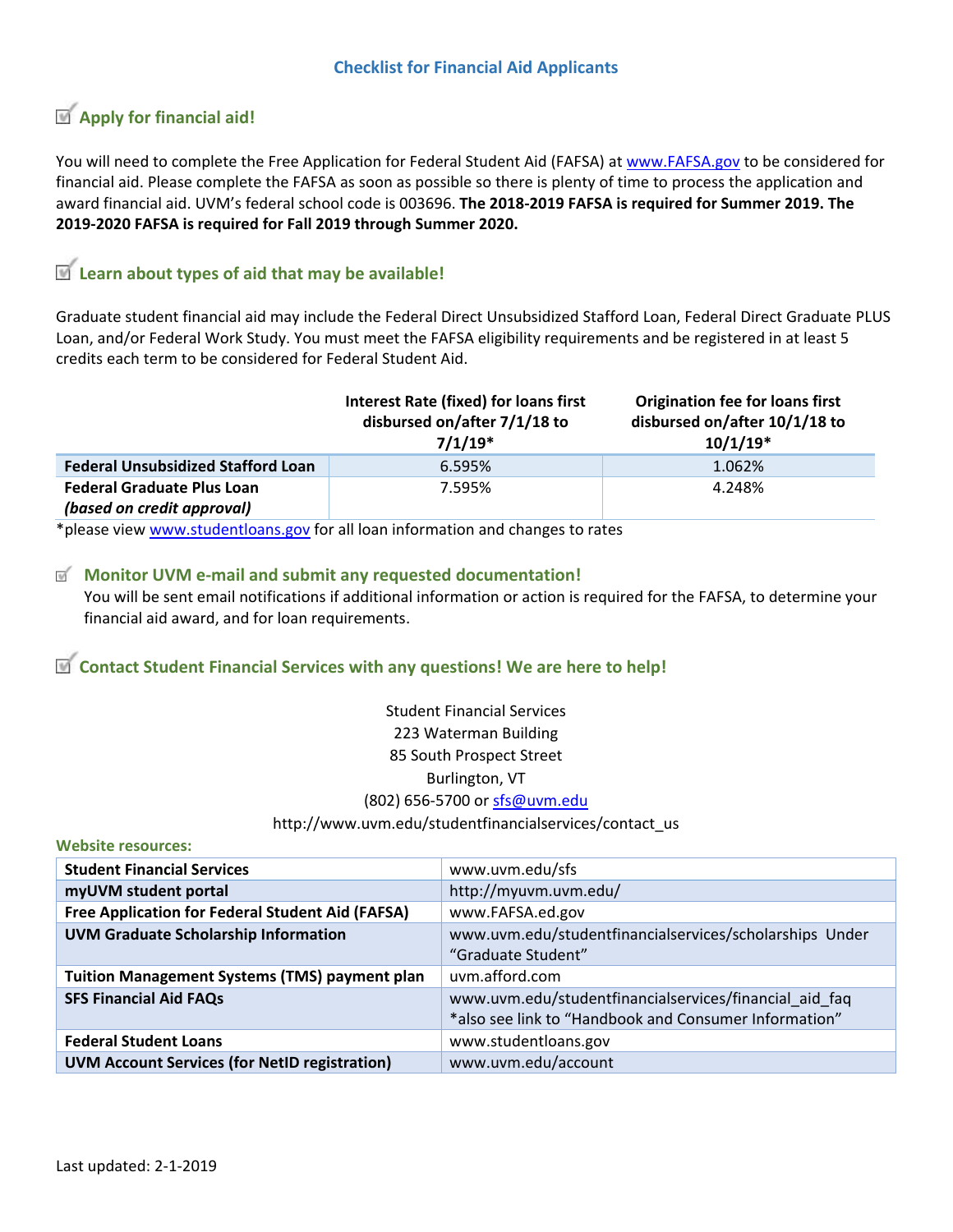# Checklist for Financial Aid Applicants

## ☑ Apply for financial aid!

You will need to complete the Free Application for Federal Student Aid (FAFSA) at www.FAFSA.gov to be considered for financial aid. Please complete the FAFSA as soon as possible so there is plenty of time to process the application and award financial aid. UVM's federal school code is 003696. **The 2018-2019 FAFSA is required for Summer 2019. The 2019-2020 FAFSA is required for Fall 2019 through Summer 2020.**

## ☑ Learn about types of aid that may be available!

Graduate student financial aid may include the Federal Direct Unsubsidized Stafford Loan, Federal Direct Graduate PLUS Loan, and/or Federal Work Study. You must meet the FAFSA eligibility requirements and be registered in at least 5 credits each term to be considered for Federal Student Aid.

| | Interest Rate (fixed) for loans first disbursed on/after 7/1/18 to 7/1/19* | Origination fee for loans first disbursed on/after 10/1/18 to 10/1/19* |
|---|---|---|
| **Federal Unsubsidized Stafford Loan** | 6.595% | 1.062% |
| **Federal Graduate Plus Loan** ***(based on credit approval)*** | 7.595% | 4.248% |

*please view www.studentloans.gov for all loan information and changes to rates

## ☑ Monitor UVM e-mail and submit any requested documentation!

You will be sent email notifications if additional information or action is required for the FAFSA, to determine your financial aid award, and for loan requirements.

## ☑ Contact Student Financial Services with any questions! We are here to help!

Student Financial Services
223 Waterman Building
85 South Prospect Street
Burlington, VT
(802) 656-5700 or sfs@uvm.edu
http://www.uvm.edu/studentfinancialservices/contact_us

**Website resources:**

| | |
|---|---|
| **Student Financial Services** | www.uvm.edu/sfs |
| **myUVM student portal** | http://myuvm.uvm.edu/ |
| **Free Application for Federal Student Aid (FAFSA)** | www.FAFSA.ed.gov |
| **UVM Graduate Scholarship Information** | www.uvm.edu/studentfinancialservices/scholarships Under "Graduate Student" |
| **Tuition Management Systems (TMS) payment plan** | uvm.afford.com |
| **SFS Financial Aid FAQs** | www.uvm.edu/studentfinancialservices/financial_aid_faq *also see link to "Handbook and Consumer Information" |
| **Federal Student Loans** | www.studentloans.gov |
| **UVM Account Services (for NetID registration)** | www.uvm.edu/account |

Last updated: 2-1-2019